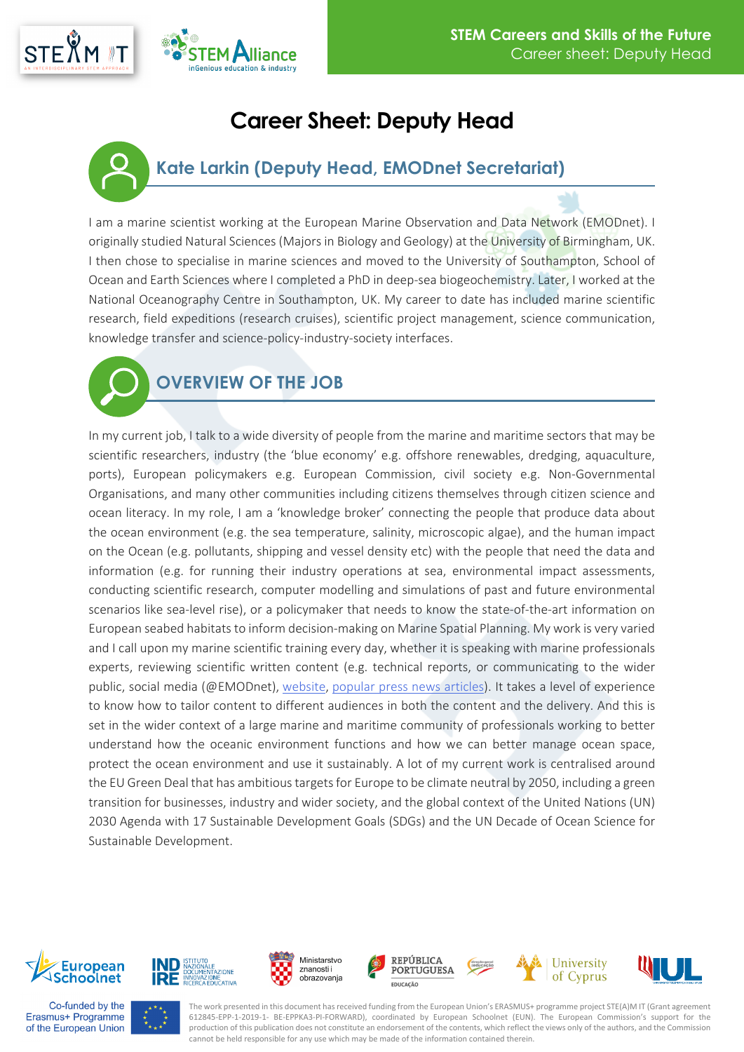# Career Sheet: Deputy Head

## Kate Larkin (Deputy Head, EMODnet Secretariat)

I am a marine scientist working at the European Marine Observation and Data Network (EMODnet). I originally studied Natural Sciences (Majors in Biology and Geology) at the University of Birmingham, UK. I then chose to specialise in marine sciences and moved to the University of Southampton, School of Ocean and Earth Sciences where I completed a PhD in deep-sea biogeochemistry. Later, I worked at the National Oceanography Centre in Southampton, UK. My career to date has included marine scientific research, field expeditions (research cruises), scientific project management, science communication, knowledge transfer and science-policy-industry-society interfaces.

## OVERVIEW OF THE JOB

In my current job, I talk to a wide diversity of people from the marine and maritime sectors that may be scientific researchers, industry (the 'blue economy' e.g. offshore renewables, dredging, aquaculture, ports), European policymakers e.g. European Commission, civil society e.g. Non-Governmental Organisations, and many other communities including citizens themselves through citizen science and ocean literacy. In my role, I am a 'knowledge broker' connecting the people that produce data about the ocean environment (e.g. the sea temperature, salinity, microscopic algae), and the human impact on the Ocean (e.g. pollutants, shipping and vessel density etc) with the people that need the data and information (e.g. for running their industry operations at sea, environmental impact assessments, conducting scientific research, computer modelling and simulations of past and future environmental scenarios like sea-level rise), or a policymaker that needs to know the state-of-the-art information on European seabed habitats to inform decision-making on Marine Spatial Planning. My work is very varied and I call upon my marine scientific training every day, whether it is speaking with marine professionals experts, reviewing scientific written content (e.g. technical reports, or communicating to the wider public, social media (@EMODnet), website, popular press news articles). It takes a level of experience to know how to tailor content to different audiences in both the content and the delivery. And this is set in the wider context of a large marine and maritime community of professionals working to better understand how the oceanic environment functions and how we can better manage ocean space, protect the ocean environment and use it sustainably. A lot of my current work is centralised around the EU Green Deal that has ambitious targets for Europe to be climate neutral by 2050, including a green transition for businesses, industry and wider society, and the global context of the United Nations (UN) 2030 Agenda with 17 Sustainable Development Goals (SDGs) and the UN Decade of Ocean Science for Sustainable Development.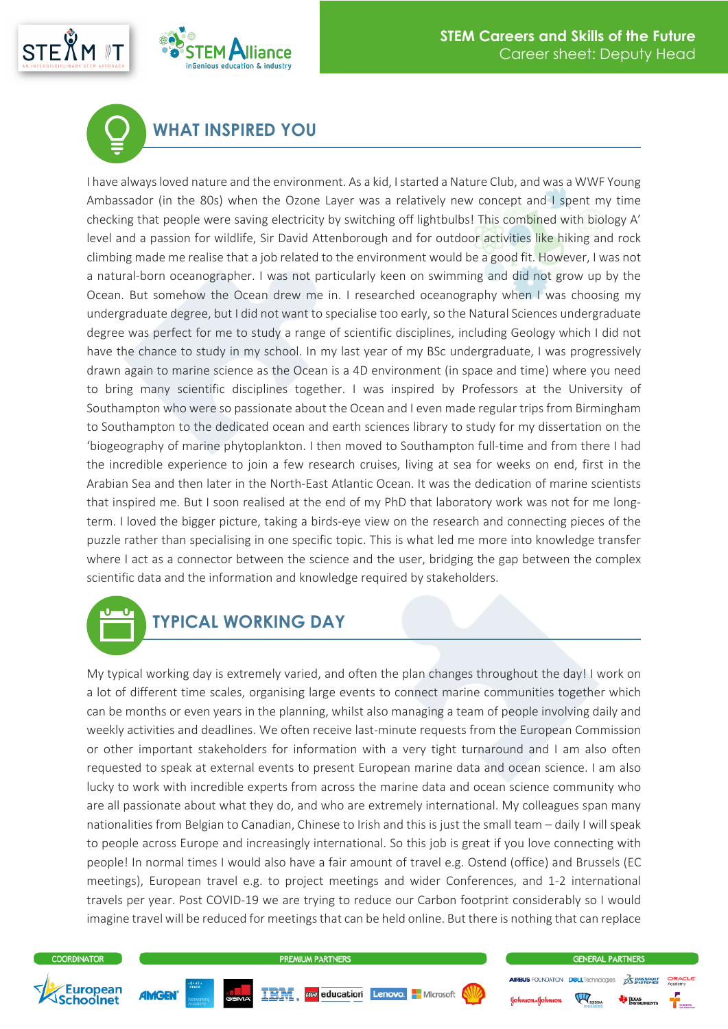## WHAT INSPIRED YOU

I have always loved nature and the environment. As a kid, I started a Nature Club, and was a WWF Young Ambassador (in the 80s) when the Ozone Layer was a relatively new concept and I spent my time checking that people were saving electricity by switching off lightbulbs! This combined with Biology A' level and a passion for wildlife, Sir David Attenborough and for outdoor activities like hiking and rock climbing made me realise that a job related to the environment would be a good fit. However, I was not a natural-born oceanographer. I was not particularly keen on swimming and did not grow up by the Ocean. But somehow the Ocean drew me in. I researched oceanography when I was choosing my undergraduate degree, but I did not want to specialise too early, so the Natural Sciences undergraduate degree was perfect for me to study a range of scientific disciplines, including Geology which I did not have the chance to study in my school. In my last year of my BSc undergraduate, I was progressively drawn again to marine science as the Ocean is a 4D environment (in space and time) where you need to bring many scientific disciplines together. I was inspired by Professors at the University of Southampton who were so passionate about the Ocean and I even made regular trips from Birmingham to Southampton to the dedicated ocean and earth sciences library to study for my dissertation on the 'biogeography of marine phytoplankton. I then moved to Southampton full-time and from there I had the incredible experience to join a few research cruises, living at sea for weeks on end, first in the Arabian Sea and then later in the North-East Atlantic Ocean. It was the dedication of marine scientists that inspired me. But I soon realised at the end of my PhD that laboratory work was not for me long-term. I loved the bigger picture, taking a birds-eye view on the research and connecting pieces of the puzzle rather than specialising in one specific topic. This is what led me more into knowledge transfer where I act as a connector between the science and the user, bridging the gap between the complex scientific data and the information and knowledge required by stakeholders.

## TYPICAL WORKING DAY

My typical working day is extremely varied, and often the plan changes throughout the day! I work on a lot of different time scales, organising large events to connect marine communities together which can be months or even years in the planning, whilst also managing a team of people involving daily and weekly activities and deadlines. We often receive last-minute requests from the European Commission or other important stakeholders for information with a very tight turnaround and I am also often requested to speak at external events to present European marine data and ocean science. I am also lucky to work with incredible experts from across the marine data and ocean science community who are all passionate about what they do, and who are extremely international. My colleagues span many nationalities from Belgian to Canadian, Chinese to Irish and this is just the small team – daily I will speak to people across Europe and increasingly international. So this job is great if you love connecting with people! In normal times I would also have a fair amount of travel e.g. Ostend (office) and Brussels (EC meetings), European travel e.g. to project meetings and wider Conferences, and 1-2 international travels per year. Post COVID-19 we are trying to reduce our Carbon footprint considerably so I would imagine travel will be reduced for meetings that can be held online. But there is nothing that can replace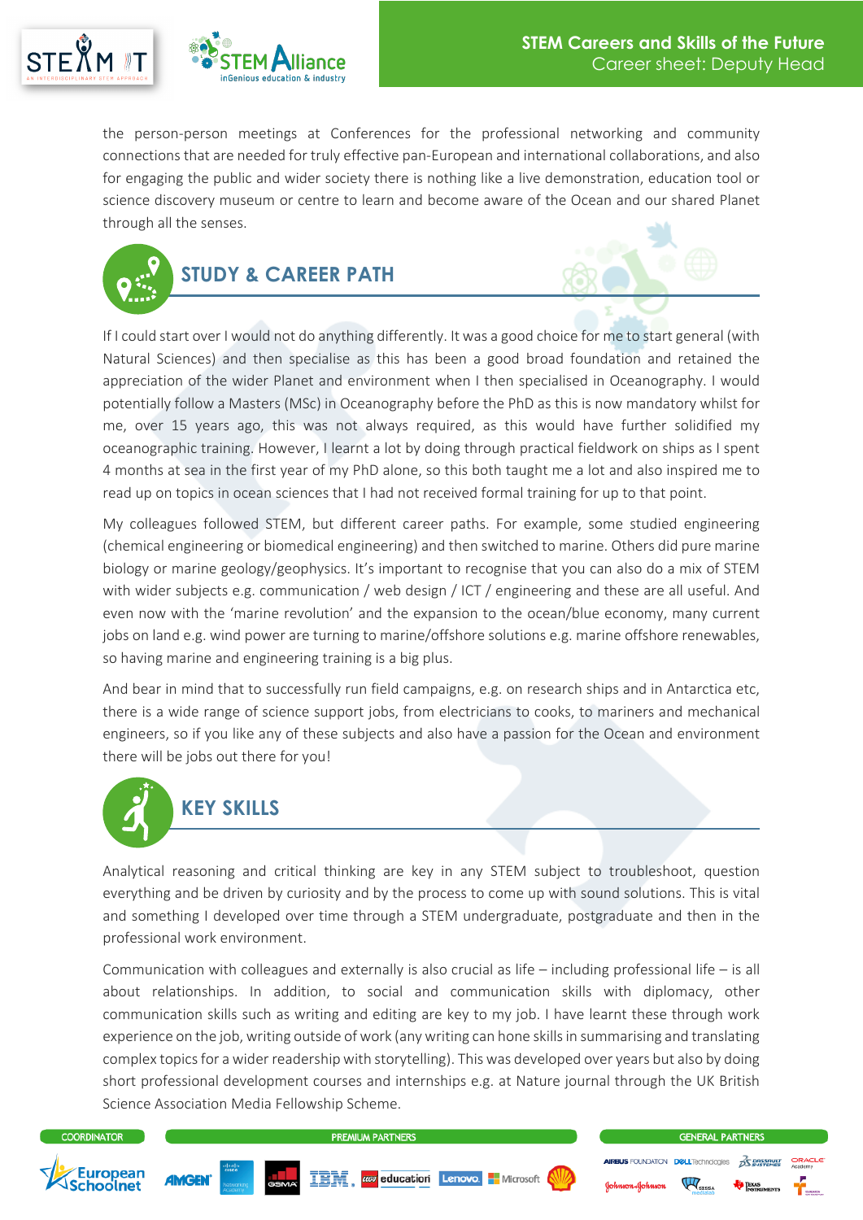the person-person meetings at Conferences for the professional networking and community connections that are needed for truly effective pan-European and international collaborations, and also for engaging the public and wider society there is nothing like a live demonstration, education tool or science discovery museum or centre to learn and become aware of the Ocean and our shared Planet through all the senses.

## STUDY & CAREER PATH

If I could start over I would not do anything differently. It was a good choice for me to start general (with Natural Sciences) and then specialise as this has been a good broad foundation and retained the appreciation of the wider Planet and environment when I then specialised in Oceanography. I would potentially follow a Masters (MSc) in Oceanography before the PhD as this is now mandatory whilst for me, over 15 years ago, this was not always required, as this would have further solidified my oceanographic training. However, I learnt a lot by doing through practical fieldwork on ships as I spent 4 months at sea in the first year of my PhD alone, so this both taught me a lot and also inspired me to read up on topics in ocean sciences that I had not received formal training for up to that point.

My colleagues followed STEM, but different career paths. For example, some studied engineering (chemical engineering or biomedical engineering) and then switched to marine. Others did pure marine biology or marine geology/geophysics. It's important to recognise that you can also do a mix of STEM with wider subjects e.g. communication / web design / ICT / engineering and these are all useful. And even now with the 'marine revolution' and the expansion to the ocean/blue economy, many current jobs on land e.g. wind power are turning to marine/offshore solutions e.g. marine offshore renewables, so having marine and engineering training is a big plus.

And bear in mind that to successfully run field campaigns, e.g. on research ships and in Antarctica etc, there is a wide range of science support jobs, from electricians to cooks, to mariners and mechanical engineers, so if you like any of these subjects and also have a passion for the Ocean and environment there will be jobs out there for you!

## KEY SKILLS

Analytical reasoning and critical thinking are key in any STEM subject to troubleshoot, question everything and be driven by curiosity and by the process to come up with sound solutions. This is vital and something I developed over time through a STEM undergraduate, postgraduate and then in the professional work environment.

Communication with colleagues and externally is also crucial as life – including professional life – is all about relationships. In addition, to social and communication skills with diplomacy, other communication skills such as writing and editing are key to my job. I have learnt these through work experience on the job, writing outside of work (any writing can hone skills in summarising and translating complex topics for a wider readership with storytelling). This was developed over years but also by doing short professional development courses and internships e.g. at Nature journal through the UK British Science Association Media Fellowship Scheme.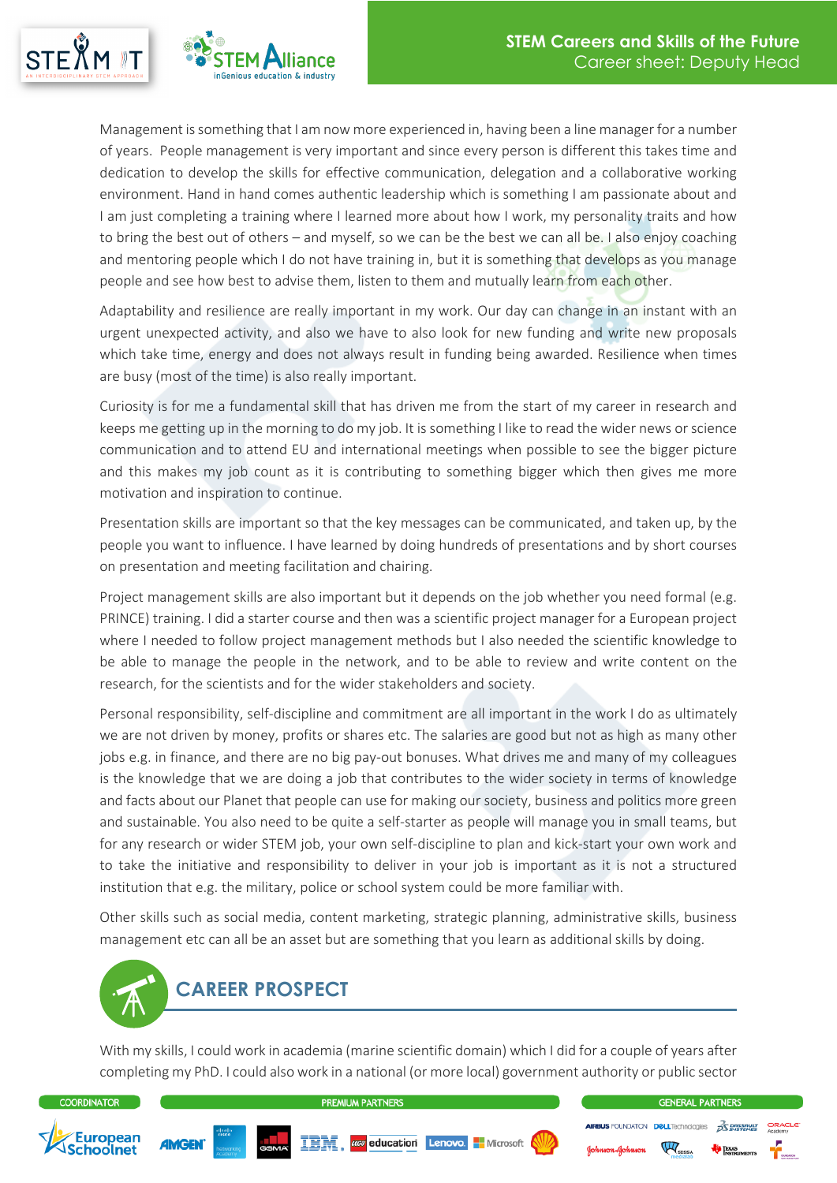Management is something that I am now more experienced in, having been a line manager for a number of years. People management is very important and since every person is different this takes time and dedication to develop the skills for effective communication, delegation and a collaborative working environment. Hand in hand comes authentic leadership which is something I am passionate about and I am just completing a training where I learned more about how I work, my personality traits and how to bring the best out of others – and myself, so we can be the best we can all be. I also enjoy coaching and mentoring people which I do not have training in, but it is something that develops as you manage people and see how best to advise them, listen to them and mutually learn from each other.

Adaptability and resilience are really important in my work. Our day can change in an instant with an urgent unexpected activity, and also we have to also look for new funding and write new proposals which take time, energy and does not always result in funding being awarded. Resilience when times are busy (most of the time) is also really important.

Curiosity is for me a fundamental skill that has driven me from the start of my career in research and keeps me getting up in the morning to do my job. It is something I like to read the wider news or science communication and to attend EU and international meetings when possible to see the bigger picture and this makes my job count as it is contributing to something bigger which then gives me more motivation and inspiration to continue.

Presentation skills are important so that the key messages can be communicated, and taken up, by the people you want to influence. I have learned by doing hundreds of presentations and by short courses on presentation and meeting facilitation and chairing.

Project management skills are also important but it depends on the job whether you need formal (e.g. PRINCE) training. I did a starter course and then was a scientific project manager for a European project where I needed to follow project management methods but I also needed the scientific knowledge to be able to manage the people in the network, and to be able to review and write content on the research, for the scientists and for the wider stakeholders and society.

Personal responsibility, self-discipline and commitment are all important in the work I do as ultimately we are not driven by money, profits or shares etc. The salaries are good but not as high as many other jobs e.g. in finance, and there are no big pay-out bonuses. What drives me and many of my colleagues is the knowledge that we are doing a job that contributes to the wider society in terms of knowledge and facts about our Planet that people can use for making our society, business and politics more green and sustainable. You also need to be quite a self-starter as people will manage you in small teams, but for any research or wider STEM job, your own self-discipline to plan and kick-start your own work and to take the initiative and responsibility to deliver in your job is important as it is not a structured institution that e.g. the military, police or school system could be more familiar with.

Other skills such as social media, content marketing, strategic planning, administrative skills, business management etc can all be an asset but are something that you learn as additional skills by doing.

## CAREER PROSPECT

With my skills, I could work in academia (marine scientific domain) which I did for a couple of years after completing my PhD. I could also work in a national (or more local) government authority or public sector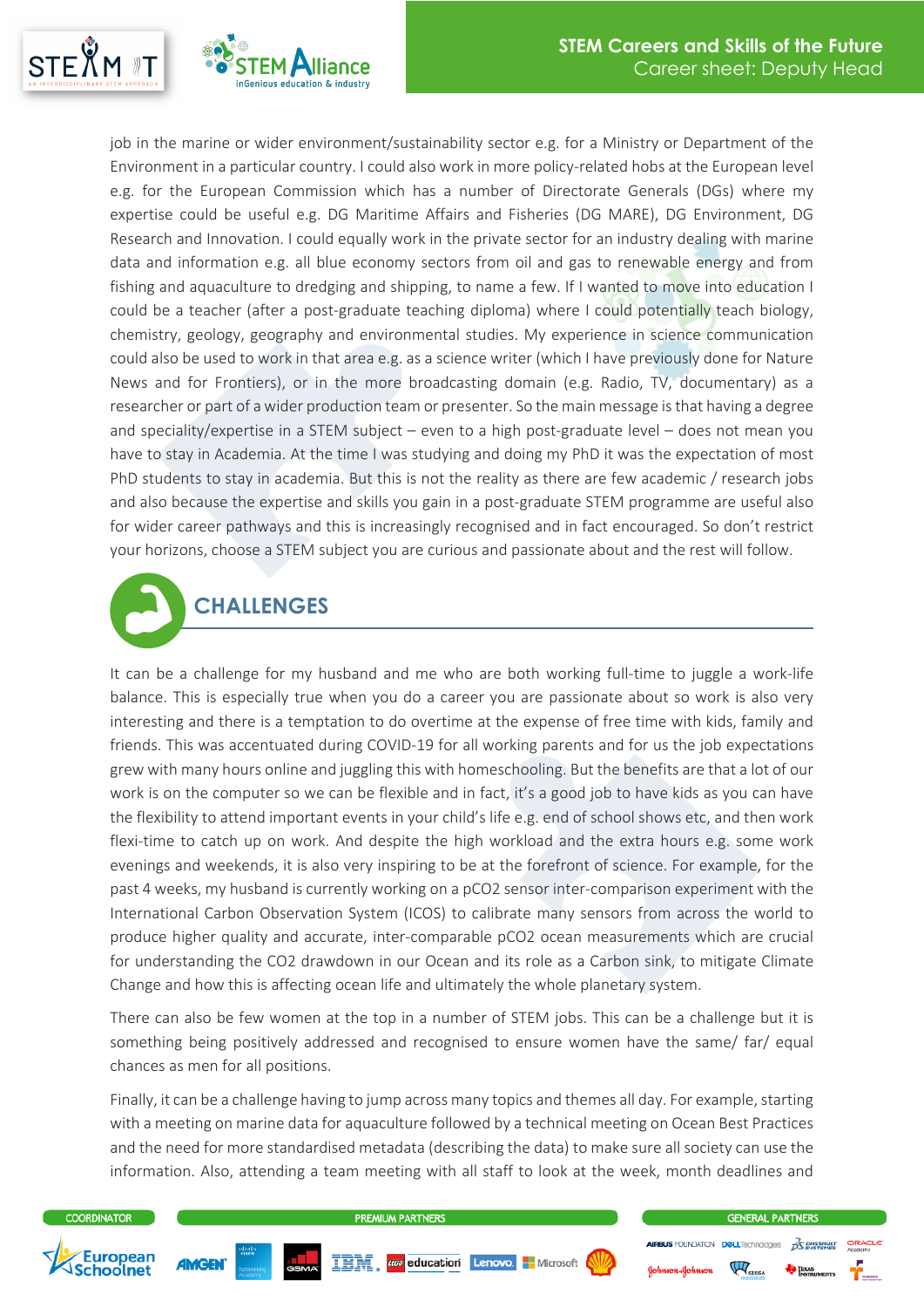job in the marine or wider environment/sustainability sector e.g. for a Ministry or Department of the Environment in a particular country. I could also work in more policy-related hobs at the European level e.g. for the European Commission which has a number of Directorate Generals (DGs) where my expertise could be useful e.g. DG Maritime Affairs and Fisheries (DG MARE), DG Environment, DG Research and Innovation. I could equally work in the private sector for an industry dealing with marine data and information e.g. all blue economy sectors from oil and gas to renewable energy and from fishing and aquaculture to dredging and shipping, to name a few. If I wanted to move into education I could be a teacher (after a post-graduate teaching diploma) where I could potentially teach biology, chemistry, geology, geography and environmental studies. My experience in science communication could also be used to work in that area e.g. as a science writer (which I have previously done for Nature News and for Frontiers), or in the more broadcasting domain (e.g. Radio, TV, documentary) as a researcher or part of a wider production team or presenter. So the main message is that having a degree and speciality/expertise in a STEM subject – even to a high post-graduate level – does not mean you have to stay in Academia. At the time I was studying and doing my PhD it was the expectation of most PhD students to stay in academia. But this is not the reality as there are few academic / research jobs and also because the expertise and skills you gain in a post-graduate STEM programme are useful also for wider career pathways and this is increasingly recognised and in fact encouraged. So don't restrict your horizons, choose a STEM subject you are curious and passionate about and the rest will follow.

## CHALLENGES

It can be a challenge for my husband and me who are both working full-time to juggle a work-life balance. This is especially true when you do a career you are passionate about so work is also very interesting and there is a temptation to do overtime at the expense of free time with kids, family and friends. This was accentuated during COVID-19 for all working parents and for us the job expectations grew with many hours online and juggling this with homeschooling. But the benefits are that a lot of our work is on the computer so we can be flexible and in fact, it's a good job to have kids as you can have the flexibility to attend important events in your child's life e.g. end of school shows etc, and then work flexi-time to catch up on work. And despite the high workload and the extra hours e.g. some work evenings and weekends, it is also very inspiring to be at the forefront of science. For example, for the past 4 weeks, my husband is currently working on a pCO2 sensor inter-comparison experiment with the International Carbon Observation System (ICOS) to calibrate many sensors from across the world to produce higher quality and accurate, inter-comparable pCO2 ocean measurements which are crucial for understanding the CO2 drawdown in our Ocean and its role as a Carbon sink, to mitigate Climate Change and how this is affecting ocean life and ultimately the whole planetary system.

There can also be few women at the top in a number of STEM jobs. This can be a challenge but it is something being positively addressed and recognised to ensure women have the same/ far/ equal chances as men for all positions.

Finally, it can be a challenge having to jump across many topics and themes all day. For example, starting with a meeting on marine data for aquaculture followed by a technical meeting on Ocean Best Practices and the need for more standardised metadata (describing the data) to make sure all society can use the information. Also, attending a team meeting with all staff to look at the week, month deadlines and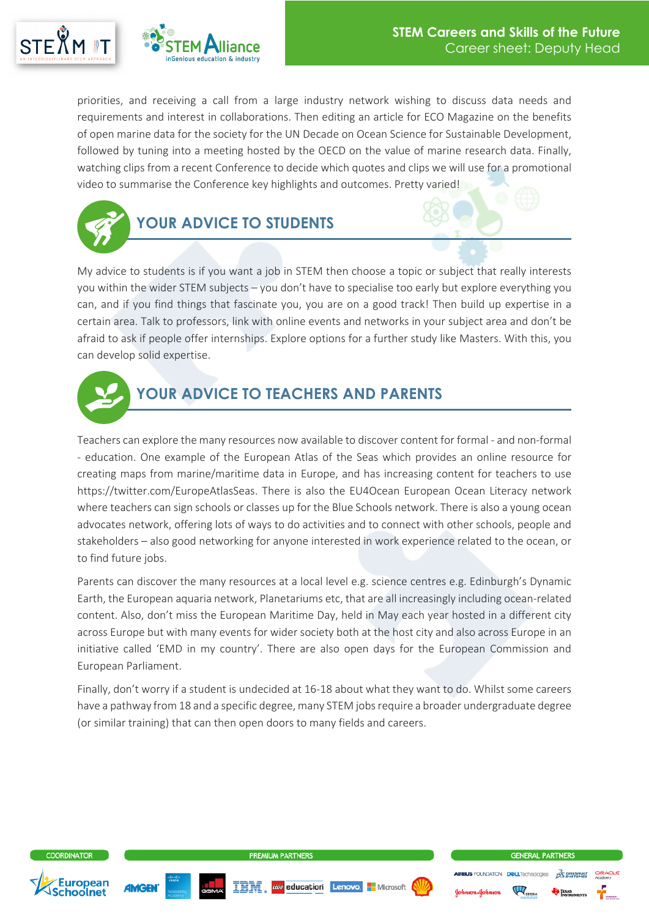priorities, and receiving a call from a large industry network wishing to discuss data needs and requirements and interest in collaborations. Then editing an article for ECO Magazine on the benefits of open marine data for the society for the UN Decade on Ocean Science for Sustainable Development, followed by tuning into a meeting hosted by the OECD on the value of marine research data. Finally, watching clips from a recent Conference to decide which quotes and clips we will use for a promotional video to summarise the Conference key highlights and outcomes. Pretty varied!

## YOUR ADVICE TO STUDENTS

My advice to students is if you want a job in STEM then choose a topic or subject that really interests you within the wider STEM subjects – you don't have to specialise too early but explore everything you can, and if you find things that fascinate you, you are on a good track! Then build up expertise in a certain area. Talk to professors, link with online events and networks in your subject area and don't be afraid to ask if people offer internships. Explore options for a further study like Masters. With this, you can develop solid expertise.

## YOUR ADVICE TO TEACHERS AND PARENTS

Teachers can explore the many resources now available to discover content for formal - and non-formal - education. One example of the European Atlas of the Seas which provides an online resource for creating maps from marine/maritime data in Europe, and has increasing content for teachers to use https://twitter.com/EuropeAtlasSeas. There is also the EU4Ocean European Ocean Literacy network where teachers can sign schools or classes up for the Blue Schools network. There is also a young ocean advocates network, offering lots of ways to do activities and to connect with other schools, people and stakeholders – also good networking for anyone interested in work experience related to the ocean, or to find future jobs.

Parents can discover the many resources at a local level e.g. science centres e.g. Edinburgh's Dynamic Earth, the European aquaria network, Planetariums etc, that are all increasingly including ocean-related content. Also, don't miss the European Maritime Day, held in May each year hosted in a different city across Europe but with many events for wider society both at the host city and also across Europe in an initiative called 'EMD in my country'. There are also open days for the European Commission and European Parliament.

Finally, don't worry if a student is undecided at 16-18 about what they want to do. Whilst some careers have a pathway from 18 and a specific degree, many STEM jobs require a broader undergraduate degree (or similar training) that can then open doors to many fields and careers.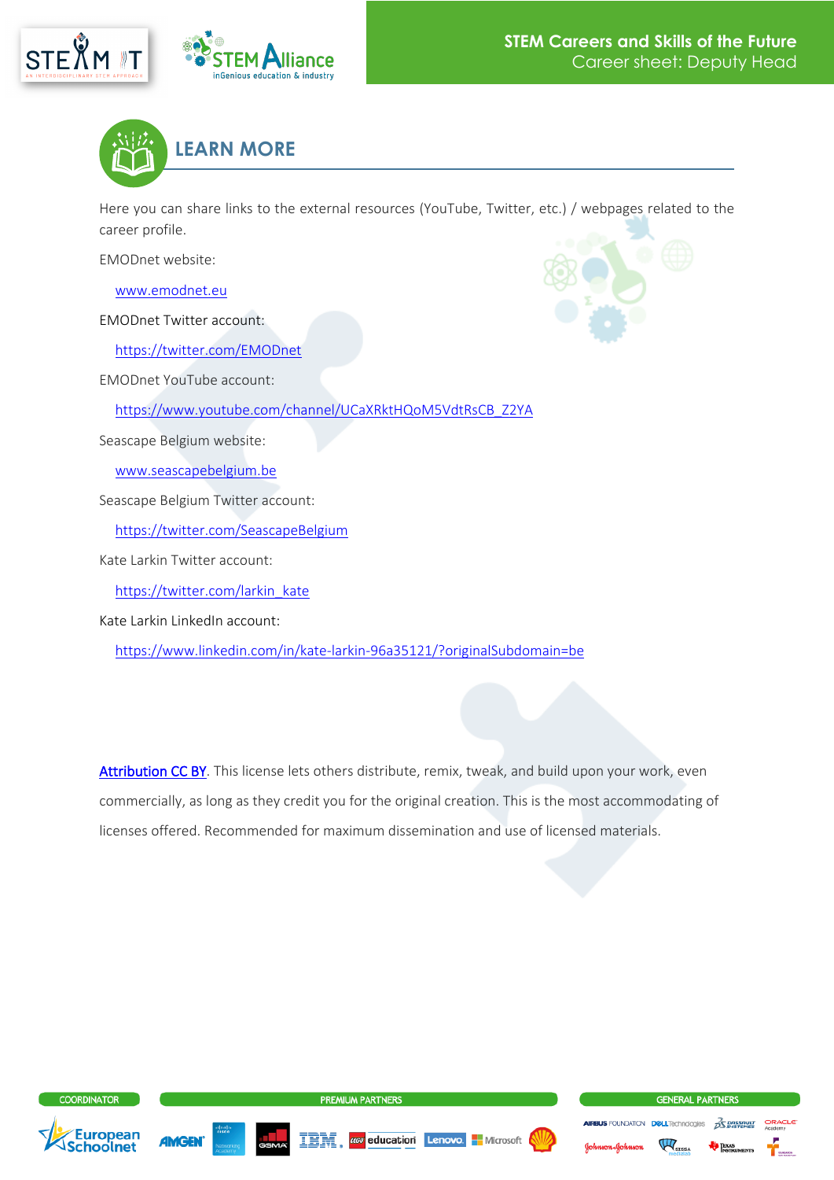## LEARN MORE

Here you can share links to the external resources (YouTube, Twitter, etc.) / webpages related to the career profile.

EMODnet website:

[www.emodnet.eu](www.emodnet.eu)

EMODnet Twitter account:

[https://twitter.com/EMODnet](https://twitter.com/EMODnet)

EMODnet YouTube account:

[https://www.youtube.com/channel/UCaXRktHQoM5VdtRsCB_Z2YA](https://www.youtube.com/channel/UCaXRktHQoM5VdtRsCB_Z2YA)

Seascape Belgium website:

[www.seascapebelgium.be](www.seascapebelgium.be)

Seascape Belgium Twitter account:

[https://twitter.com/SeascapeBelgium](https://twitter.com/SeascapeBelgium)

Kate Larkin Twitter account:

[https://twitter.com/larkin_kate](https://twitter.com/larkin_kate)

Kate Larkin LinkedIn account:

[https://www.linkedin.com/in/kate-larkin-96a35121/?originalSubdomain=be](https://www.linkedin.com/in/kate-larkin-96a35121/?originalSubdomain=be)

[Attribution CC BY](). This license lets others distribute, remix, tweak, and build upon your work, even commercially, as long as they credit you for the original creation. This is the most accommodating of licenses offered. Recommended for maximum dissemination and use of licensed materials.